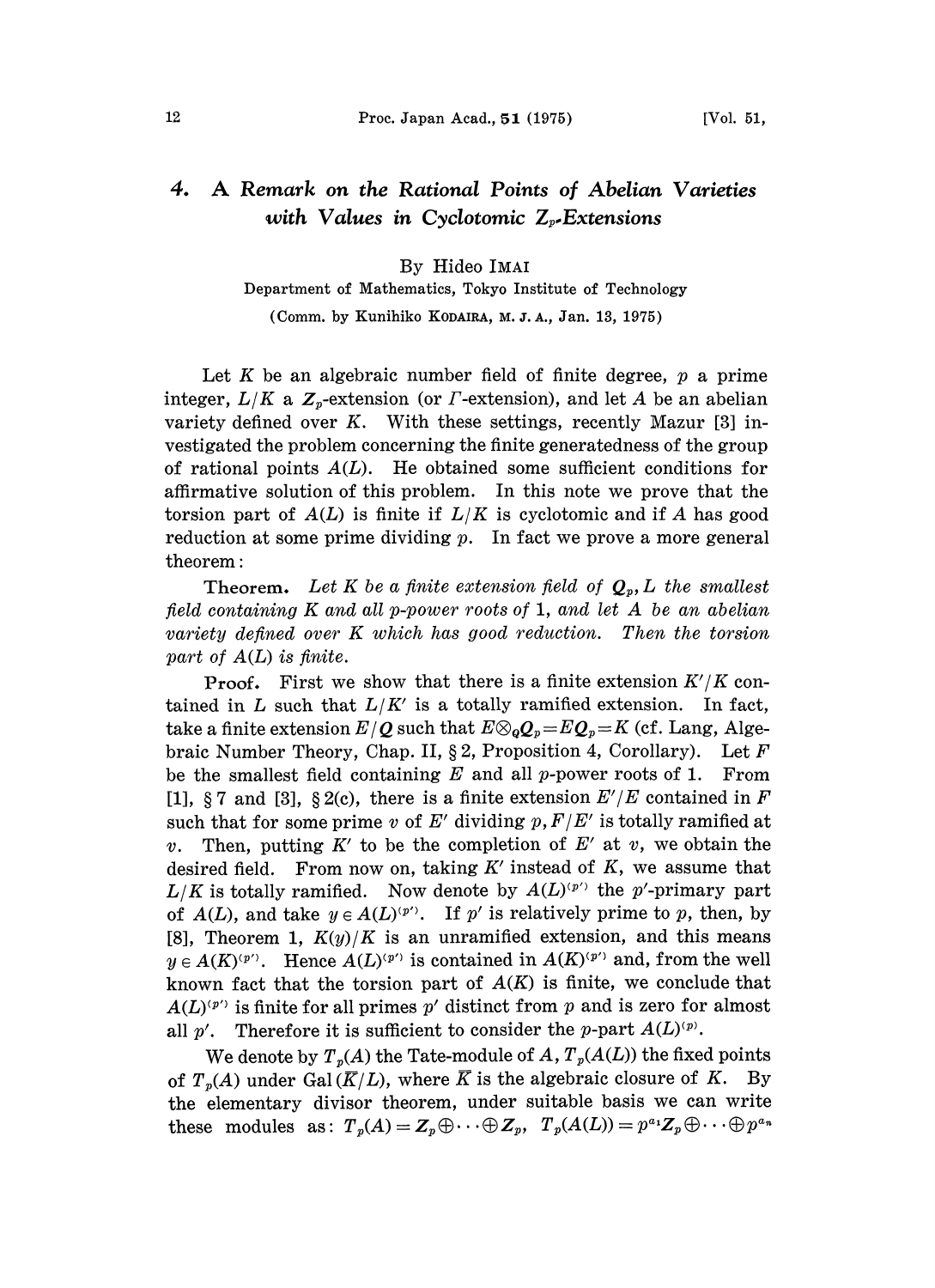# 4. A Remark on the Rational Points of Abelian Varieties with Values in Cyclotomic $Z_p$-Extensions

By Hideo IMAI

Department of Mathematics, Tokyo Institute of Technology

(Comm. by Kunihiko KODAIRA, M. J. A., Jan. 13, 1975)

Let $K$ be an algebraic number field of finite degree, $p$ a prime integer, $L/K$ a $Z_p$-extension (or $\Gamma$-extension), and let $A$ be an abelian variety defined over $K$. With these settings, recently Mazur [3] investigated the problem concerning the finite generatedness of the group of rational points $A(L)$. He obtained some sufficient conditions for affirmative solution of this problem. In this note we prove that the torsion part of $A(L)$ is finite if $L/K$ is cyclotomic and if $A$ has good reduction at some prime dividing $p$. In fact we prove a more general theorem:

**Theorem.** *Let $K$ be a finite extension field of $Q_p$, $L$ the smallest field containing $K$ and all $p$-power roots of 1, and let $A$ be an abelian variety defined over $K$ which has good reduction. Then the torsion part of $A(L)$ is finite.*

**Proof.** First we show that there is a finite extension $K'/K$ contained in $L$ such that $L/K'$ is a totally ramified extension. In fact, take a finite extension $E/Q$ such that $E\otimes_Q Q_p = EQ_p = K$ (cf. Lang, Algebraic Number Theory, Chap. II, § 2, Proposition 4, Corollary). Let $F$ be the smallest field containing $E$ and all $p$-power roots of 1. From [1], § 7 and [3], § 2(c), there is a finite extension $E'/E$ contained in $F$ such that for some prime $v$ of $E'$ dividing $p$, $F/E'$ is totally ramified at $v$. Then, putting $K'$ to be the completion of $E'$ at $v$, we obtain the desired field. From now on, taking $K'$ instead of $K$, we assume that $L/K$ is totally ramified. Now denote by $A(L)^{(p')}$ the $p'$-primary part of $A(L)$, and take $y \in A(L)^{(p')}$. If $p'$ is relatively prime to $p$, then, by [8], Theorem 1, $K(y)/K$ is an unramified extension, and this means $y \in A(K)^{(p')}$. Hence $A(L)^{(p')}$ is contained in $A(K)^{(p')}$ and, from the well known fact that the torsion part of $A(K)$ is finite, we conclude that $A(L)^{(p')}$ is finite for all primes $p'$ distinct from $p$ and is zero for almost all $p'$. Therefore it is sufficient to consider the $p$-part $A(L)^{(p)}$.

We denote by $T_p(A)$ the Tate-module of $A$, $T_p(A(L))$ the fixed points of $T_p(A)$ under $\mathrm{Gal}(\overline{K}/L)$, where $\overline{K}$ is the algebraic closure of $K$. By the elementary divisor theorem, under suitable basis we can write these modules as: $T_p(A) = Z_p \oplus \cdots \oplus Z_p$, $T_p(A(L)) = p^{a_1}Z_p \oplus \cdots \oplus p^{a_n}$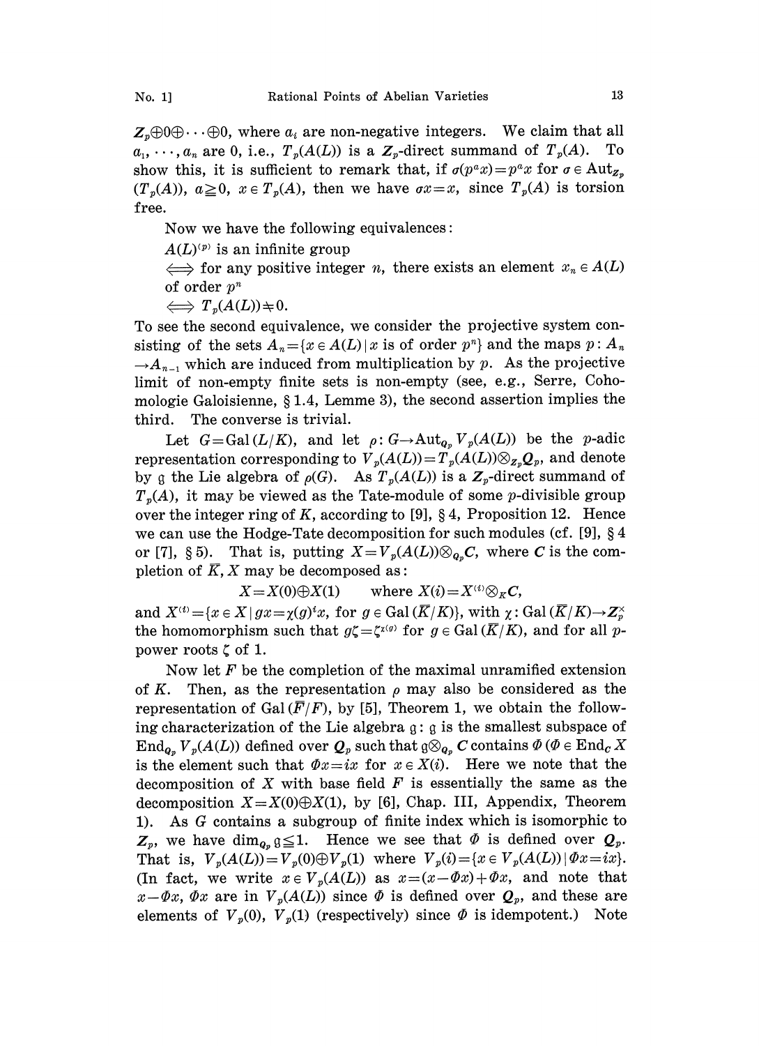$\boldsymbol{Z}_p \oplus 0 \oplus \cdots \oplus 0$, where $a_i$ are non-negative integers. We claim that all $a_1, \cdots, a_n$ are 0, i.e., $T_p(A(L))$ is a $\boldsymbol{Z}_p$-direct summand of $T_p(A)$. To show this, it is sufficient to remark that, if $\sigma(p^a x) = p^a x$ for $\sigma \in \mathrm{Aut}_{\boldsymbol{Z}_p}(T_p(A))$, $a \geqq 0$, $x \in T_p(A)$, then we have $\sigma x = x$, since $T_p(A)$ is torsion free.

Now we have the following equivalences:

$A(L)^{(p)}$ is an infinite group

$\Longleftrightarrow$ for any positive integer $n$, there exists an element $x_n \in A(L)$ of order $p^n$

$\Longleftrightarrow$ $T_p(A(L)) \neq 0$.

To see the second equivalence, we consider the projective system consisting of the sets $A_n = \{x \in A(L) \mid x \text{ is of order } p^n\}$ and the maps $p: A_n \to A_{n-1}$ which are induced from multiplication by $p$. As the projective limit of non-empty finite sets is non-empty (see, e.g., Serre, Cohomologie Galoisienne, § 1.4, Lemme 3), the second assertion implies the third. The converse is trivial.

Let $G = \mathrm{Gal}(L/K)$, and let $\rho: G \to \mathrm{Aut}_{\boldsymbol{Q}_p} V_p(A(L))$ be the $p$-adic representation corresponding to $V_p(A(L)) = T_p(A(L)) \otimes_{\boldsymbol{Z}_p} \boldsymbol{Q}_p$, and denote by $\mathfrak{g}$ the Lie algebra of $\rho(G)$. As $T_p(A(L))$ is a $\boldsymbol{Z}_p$-direct summand of $T_p(A)$, it may be viewed as the Tate-module of some $p$-divisible group over the integer ring of $K$, according to [9], § 4, Proposition 12. Hence we can use the Hodge-Tate decomposition for such modules (cf. [9], § 4 or [7], § 5). That is, putting $X = V_p(A(L)) \otimes_{\boldsymbol{Q}_p} \boldsymbol{C}$, where $\boldsymbol{C}$ is the completion of $\bar{K}$, $X$ may be decomposed as:

$$X = X(0) \oplus X(1) \quad \text{where } X(i) = X^{(i)} \otimes_K \boldsymbol{C},$$

and $X^{(i)} = \{x \in X \mid gx = \chi(g)^i x, \text{ for } g \in \mathrm{Gal}(\bar{K}/K)\}$, with $\chi: \mathrm{Gal}(\bar{K}/K) \to \boldsymbol{Z}_p^\times$ the homomorphism such that $g\zeta = \zeta^{\chi(g)}$ for $g \in \mathrm{Gal}(\bar{K}/K)$, and for all $p$-power roots $\zeta$ of 1.

Now let $F$ be the completion of the maximal unramified extension of $K$. Then, as the representation $\rho$ may also be considered as the representation of $\mathrm{Gal}(\bar{F}/F)$, by [5], Theorem 1, we obtain the following characterization of the Lie algebra $\mathfrak{g}$: $\mathfrak{g}$ is the smallest subspace of $\mathrm{End}_{\boldsymbol{Q}_p} V_p(A(L))$ defined over $\boldsymbol{Q}_p$ such that $\mathfrak{g} \otimes_{\boldsymbol{Q}_p} \boldsymbol{C}$ contains $\Phi$ ($\Phi \in \mathrm{End}_{\boldsymbol{C}} X$ is the element such that $\Phi x = ix$ for $x \in X(i)$. Here we note that the decomposition of $X$ with base field $F$ is essentially the same as the decomposition $X = X(0) \oplus X(1)$, by [6], Chap. III, Appendix, Theorem 1). As $G$ contains a subgroup of finite index which is isomorphic to $\boldsymbol{Z}_p$, we have $\dim_{\boldsymbol{Q}_p} \mathfrak{g} \leqq 1$. Hence we see that $\Phi$ is defined over $\boldsymbol{Q}_p$. That is, $V_p(A(L)) = V_p(0) \oplus V_p(1)$ where $V_p(i) = \{x \in V_p(A(L)) \mid \Phi x = ix\}$. (In fact, we write $x \in V_p(A(L))$ as $x = (x - \Phi x) + \Phi x$, and note that $x - \Phi x$, $\Phi x$ are in $V_p(A(L))$ since $\Phi$ is defined over $\boldsymbol{Q}_p$, and these are elements of $V_p(0)$, $V_p(1)$ (respectively) since $\Phi$ is idempotent.) Note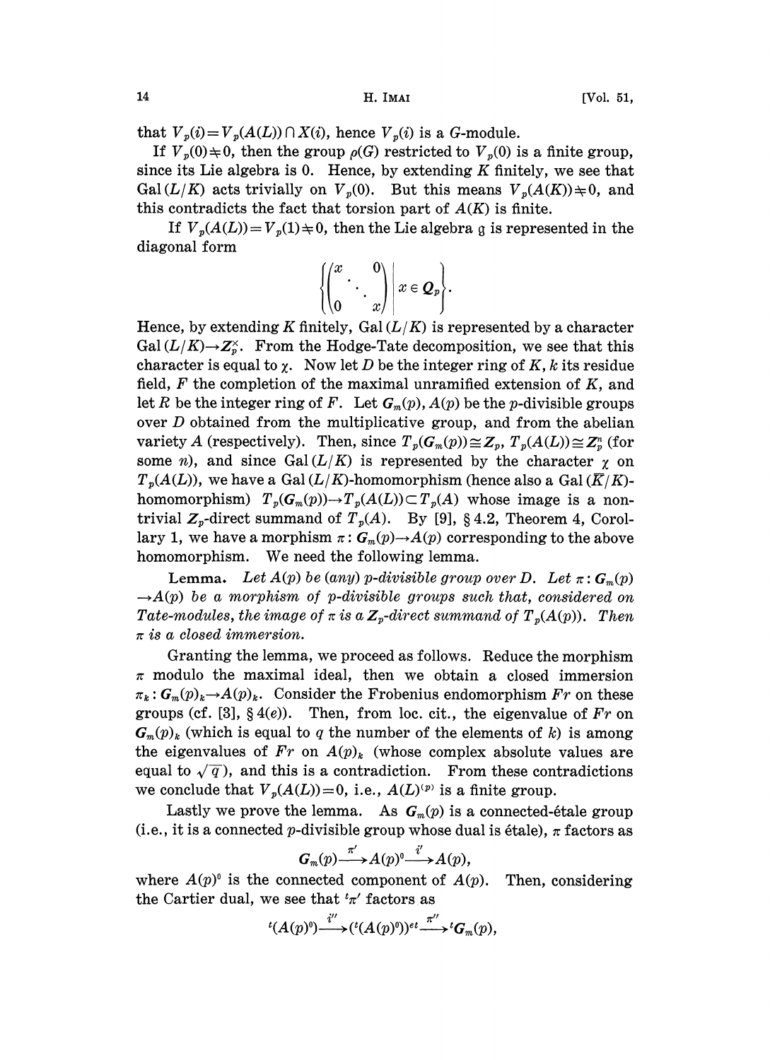that $V_p(i)=V_p(A(L))\cap X(i)$, hence $V_p(i)$ is a $G$-module.

If $V_p(0)\neq 0$, then the group $\rho(G)$ restricted to $V_p(0)$ is a finite group, since its Lie algebra is 0. Hence, by extending $K$ finitely, we see that $\mathrm{Gal}(L/K)$ acts trivially on $V_p(0)$. But this means $V_p(A(K))\neq 0$, and this contradicts the fact that torsion part of $A(K)$ is finite.

If $V_p(A(L))=V_p(1)\neq 0$, then the Lie algebra $\mathfrak{g}$ is represented in the diagonal form

$$\left\{\begin{pmatrix} x & & 0 \\ & \ddots & \\ 0 & & x \end{pmatrix} \,\middle|\, x\in \boldsymbol{Q}_p\right\}.$$

Hence, by extending $K$ finitely, $\mathrm{Gal}(L/K)$ is represented by a character $\mathrm{Gal}(L/K)\rightarrow \boldsymbol{Z}_p^{\times}$. From the Hodge-Tate decomposition, we see that this character is equal to $\chi$. Now let $D$ be the integer ring of $K$, $k$ its residue field, $F$ the completion of the maximal unramified extension of $K$, and let $R$ be the integer ring of $F$. Let $\boldsymbol{G}_m(p)$, $A(p)$ be the $p$-divisible groups over $D$ obtained from the multiplicative group, and from the abelian variety $A$ (respectively). Then, since $T_p(\boldsymbol{G}_m(p))\cong \boldsymbol{Z}_p$, $T_p(A(L))\cong \boldsymbol{Z}_p^n$ (for some $n$), and since $\mathrm{Gal}(L/K)$ is represented by the character $\chi$ on $T_p(A(L))$, we have a $\mathrm{Gal}(L/K)$-homomorphism (hence also a $\mathrm{Gal}(\overline{K}/K)$-homomorphism) $T_p(\boldsymbol{G}_m(p))\rightarrow T_p(A(L))\subset T_p(A)$ whose image is a non-trivial $\boldsymbol{Z}_p$-direct summand of $T_p(A)$. By [9], § 4.2, Theorem 4, Corollary 1, we have a morphism $\pi:\boldsymbol{G}_m(p)\rightarrow A(p)$ corresponding to the above homomorphism. We need the following lemma.

**Lemma.** *Let $A(p)$ be (any) $p$-divisible group over $D$. Let $\pi:\boldsymbol{G}_m(p)\rightarrow A(p)$ be a morphism of $p$-divisible groups such that, considered on Tate-modules, the image of $\pi$ is a $\boldsymbol{Z}_p$-direct summand of $T_p(A(p))$. Then $\pi$ is a closed immersion.*

Granting the lemma, we proceed as follows. Reduce the morphism $\pi$ modulo the maximal ideal, then we obtain a closed immersion $\pi_k:\boldsymbol{G}_m(p)_k\rightarrow A(p)_k$. Consider the Frobenius endomorphism $Fr$ on these groups (cf. [3], § 4(e)). Then, from loc. cit., the eigenvalue of $Fr$ on $\boldsymbol{G}_m(p)_k$ (which is equal to $q$ the number of the elements of $k$) is among the eigenvalues of $Fr$ on $A(p)_k$ (whose complex absolute values are equal to $\sqrt{q}$), and this is a contradiction. From these contradictions we conclude that $V_p(A(L))=0$, i.e., $A(L)^{(p)}$ is a finite group.

Lastly we prove the lemma. As $\boldsymbol{G}_m(p)$ is a connected-étale group (i.e., it is a connected $p$-divisible group whose dual is étale), $\pi$ factors as

$$\boldsymbol{G}_m(p)\xrightarrow{\pi'}A(p)^0\xrightarrow{i'}A(p),$$

where $A(p)^0$ is the connected component of $A(p)$. Then, considering the Cartier dual, we see that ${}^t\pi'$ factors as

$${}^t(A(p)^0)\xrightarrow{i''}({}^t(A(p)^0))^{et}\xrightarrow{\pi''}{}^t\boldsymbol{G}_m(p),$$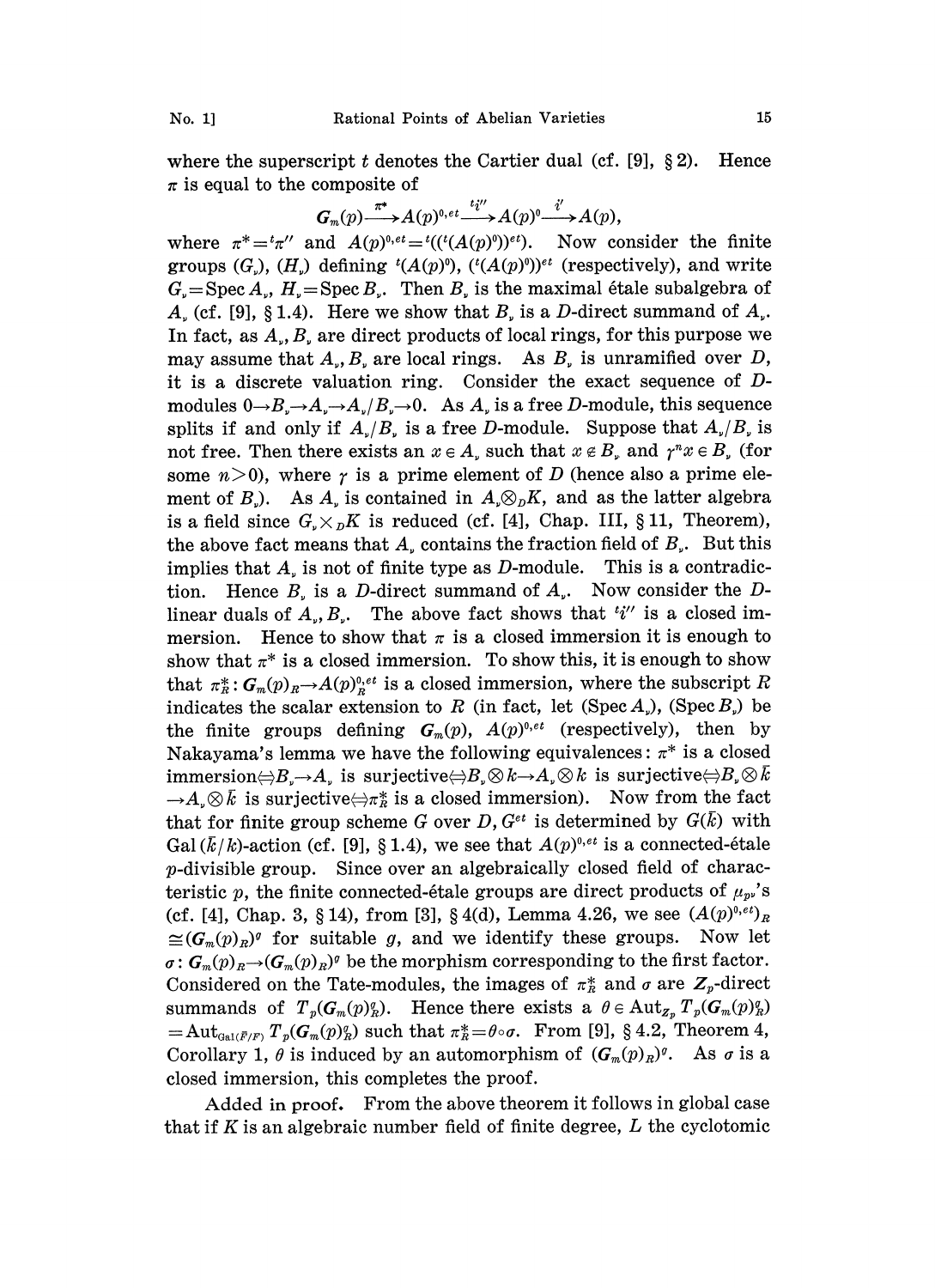where the superscript $t$ denotes the Cartier dual (cf. [9], § 2). Hence $\pi$ is equal to the composite of

$$\boldsymbol{G}_m(p) \xrightarrow{\pi^*} A(p)^{0,et} \xrightarrow{{}^t i''} A(p)^0 \xrightarrow{i'} A(p),$$

where $\pi^* = {}^t\pi''$ and $A(p)^{0,et} = {}^t(({}^t(A(p)^0))^{et})$. Now consider the finite groups $(G_\nu)$, $(H_\nu)$ defining ${}^t(A(p)^0)$, $({}^t(A(p)^0))^{et}$ (respectively), and write $G_\nu = \operatorname{Spec} A_\nu$, $H_\nu = \operatorname{Spec} B_\nu$. Then $B_\nu$ is the maximal étale subalgebra of $A_\nu$ (cf. [9], § 1.4). Here we show that $B_\nu$ is a $D$-direct summand of $A_\nu$. In fact, as $A_\nu, B_\nu$ are direct products of local rings, for this purpose we may assume that $A_\nu, B_\nu$ are local rings. As $B_\nu$ is unramified over $D$, it is a discrete valuation ring. Consider the exact sequence of $D$-modules $0 \to B_\nu \to A_\nu \to A_\nu/B_\nu \to 0$. As $A_\nu$ is a free $D$-module, this sequence splits if and only if $A_\nu/B_\nu$ is a free $D$-module. Suppose that $A_\nu/B_\nu$ is not free. Then there exists an $x \in A_\nu$ such that $x \notin B_\nu$ and $\gamma^n x \in B_\nu$ (for some $n > 0$), where $\gamma$ is a prime element of $D$ (hence also a prime element of $B_\nu$). As $A_\nu$ is contained in $A_\nu \otimes_D K$, and as the latter algebra is a field since $G_\nu \times_D K$ is reduced (cf. [4], Chap. III, § 11, Theorem), the above fact means that $A_\nu$ contains the fraction field of $B_\nu$. But this implies that $A_\nu$ is not of finite type as $D$-module. This is a contradiction. Hence $B_\nu$ is a $D$-direct summand of $A_\nu$. Now consider the $D$-linear duals of $A_\nu, B_\nu$. The above fact shows that ${}^t i''$ is a closed immersion. Hence to show that $\pi$ is a closed immersion it is enough to show that $\pi^*$ is a closed immersion. To show this, it is enough to show that $\pi^*_R : \boldsymbol{G}_m(p)_R \to A(p)^{0,et}_R$ is a closed immersion, where the subscript $R$ indicates the scalar extension to $R$ (in fact, let $(\operatorname{Spec} A_\nu)$, $(\operatorname{Spec} B_\nu)$ be the finite groups defining $\boldsymbol{G}_m(p)$, $A(p)^{0,et}$ (respectively), then by Nakayama's lemma we have the following equivalences: $\pi^*$ is a closed immersion$\Leftrightarrow B_\nu \to A_\nu$ is surjective$\Leftrightarrow B_\nu \otimes k \to A_\nu \otimes k$ is surjective$\Leftrightarrow B_\nu \otimes \bar{k} \to A_\nu \otimes \bar{k}$ is surjective$\Leftrightarrow \pi^*_R$ is a closed immersion). Now from the fact that for finite group scheme $G$ over $D$, $G^{et}$ is determined by $G(\bar{k})$ with $\operatorname{Gal}(\bar{k}/k)$-action (cf. [9], § 1.4), we see that $A(p)^{0,et}$ is a connected-étale $p$-divisible group. Since over an algebraically closed field of characteristic $p$, the finite connected-étale groups are direct products of $\mu_{p^\nu}$'s (cf. [4], Chap. 3, § 14), from [3], § 4(d), Lemma 4.26, we see $(A(p)^{0,et})_R \cong (\boldsymbol{G}_m(p)_R)^g$ for suitable $g$, and we identify these groups. Now let $\sigma : \boldsymbol{G}_m(p)_R \to (\boldsymbol{G}_m(p)_R)^g$ be the morphism corresponding to the first factor. Considered on the Tate-modules, the images of $\pi^*_R$ and $\sigma$ are $\boldsymbol{Z}_p$-direct summands of $T_p(\boldsymbol{G}_m(p)^g_R)$. Hence there exists a $\theta \in \operatorname{Aut}_{\boldsymbol{Z}_p} T_p(\boldsymbol{G}_m(p)^g_R) = \operatorname{Aut}_{\operatorname{Gal}(\bar{F}/F)} T_p(\boldsymbol{G}_m(p)^g_R)$ such that $\pi^*_R = \theta \circ \sigma$. From [9], § 4.2, Theorem 4, Corollary 1, $\theta$ is induced by an automorphism of $(\boldsymbol{G}_m(p)_R)^g$. As $\sigma$ is a closed immersion, this completes the proof.

**Added in proof.** From the above theorem it follows in global case that if $K$ is an algebraic number field of finite degree, $L$ the cyclotomic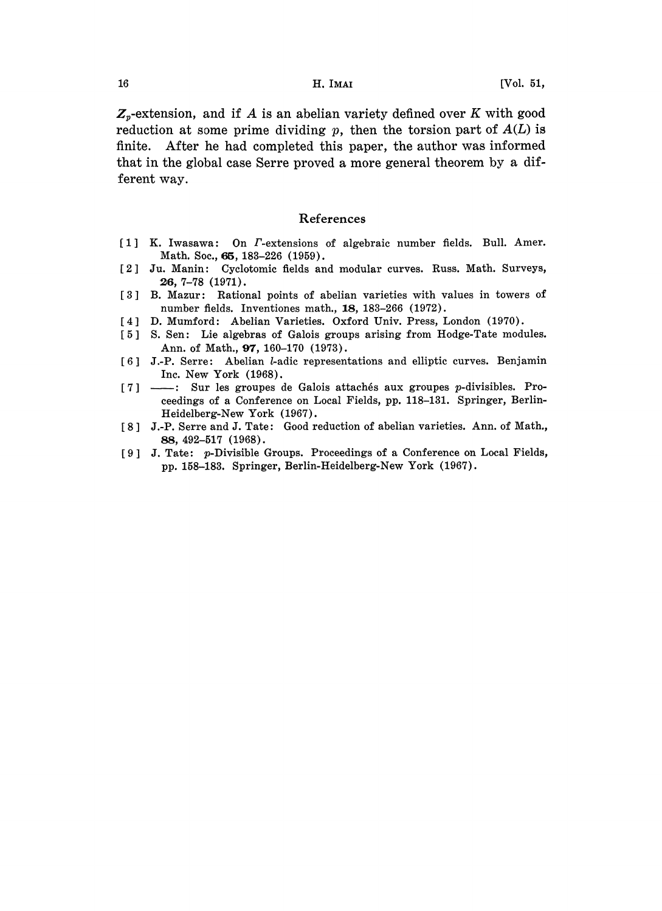$Z_p$-extension, and if $A$ is an abelian variety defined over $K$ with good reduction at some prime dividing $p$, then the torsion part of $A(L)$ is finite. After he had completed this paper, the author was informed that in the global case Serre proved a more general theorem by a different way.

## References

[1] K. Iwasawa: On $\Gamma$-extensions of algebraic number fields. Bull. Amer. Math. Soc., **65**, 183–226 (1959).

[2] Ju. Manin: Cyclotomic fields and modular curves. Russ. Math. Surveys, **26**, 7–78 (1971).

[3] B. Mazur: Rational points of abelian varieties with values in towers of number fields. Inventiones math., **18**, 183–266 (1972).

[4] D. Mumford: Abelian Varieties. Oxford Univ. Press, London (1970).

[5] S. Sen: Lie algebras of Galois groups arising from Hodge-Tate modules. Ann. of Math., **97**, 160–170 (1973).

[6] J.-P. Serre: Abelian $l$-adic representations and elliptic curves. Benjamin Inc. New York (1968).

[7] ——: Sur les groupes de Galois attachés aux groupes $p$-divisibles. Proceedings of a Conference on Local Fields, pp. 118–131. Springer, Berlin-Heidelberg-New York (1967).

[8] J.-P. Serre and J. Tate: Good reduction of abelian varieties. Ann. of Math., **88**, 492–517 (1968).

[9] J. Tate: $p$-Divisible Groups. Proceedings of a Conference on Local Fields, pp. 158–183. Springer, Berlin-Heidelberg-New York (1967).